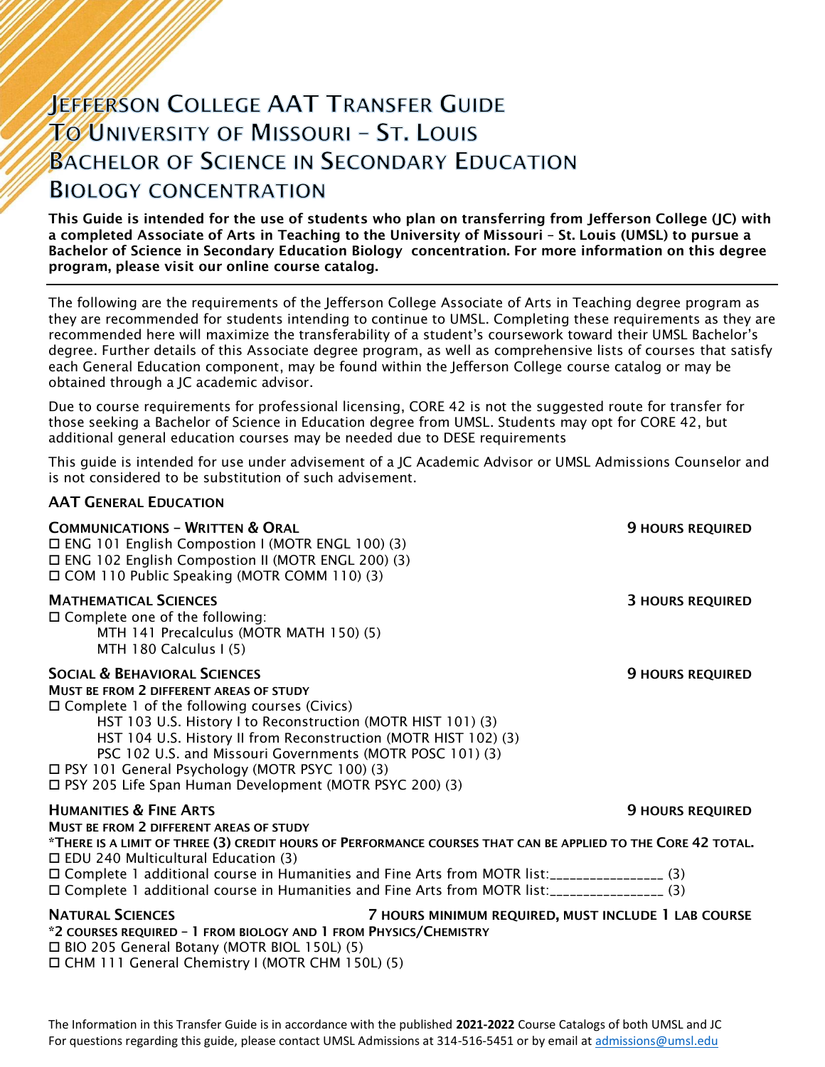# Jefferson College AAT Transfer Guide To University of Missouri – St. Louis Bachelor of Science in Secondary Education Biology concentration

**This Guide is intended for the use of students who plan on transferring from Jefferson College (JC) with a completed Associate of Arts in Teaching to the University of Missouri – St. Louis (UMSL) to pursue a Bachelor of Science in Secondary Education Biology concentration. For more information on this degree program, please visit our online course catalog.**

---

The following are the requirements of the Jefferson College Associate of Arts in Teaching degree program as they are recommended for students intending to continue to UMSL. Completing these requirements as they are recommended here will maximize the transferability of a student's coursework toward their UMSL Bachelor's degree. Further details of this Associate degree program, as well as comprehensive lists of courses that satisfy each General Education component, may be found within the Jefferson College course catalog or may be obtained through a JC academic advisor.

Due to course requirements for professional licensing, CORE 42 is not the suggested route for transfer for those seeking a Bachelor of Science in Education degree from UMSL. Students may opt for CORE 42, but additional general education courses may be needed due to DESE requirements

This guide is intended for use under advisement of a JC Academic Advisor or UMSL Admissions Counselor and is not considered to be substitution of such advisement.

## AAT General Education

### Communications – Written & Oral — 9 Hours Required

- ☐ ENG 101 English Compostion I (MOTR ENGL 100) (3)
- ☐ ENG 102 English Compostion II (MOTR ENGL 200) (3)
- ☐ COM 110 Public Speaking (MOTR COMM 110) (3)

### Mathematical Sciences — 3 Hours Required

- ☐ Complete one of the following:
  - MTH 141 Precalculus (MOTR MATH 150) (5)
  - MTH 180 Calculus I (5)

### Social & Behavioral Sciences — 9 Hours Required

**Must be from 2 different areas of study**

- ☐ Complete 1 of the following courses (Civics)
  - HST 103 U.S. History I to Reconstruction (MOTR HIST 101) (3)
  - HST 104 U.S. History II from Reconstruction (MOTR HIST 102) (3)
  - PSC 102 U.S. and Missouri Governments (MOTR POSC 101) (3)
- ☐ PSY 101 General Psychology (MOTR PSYC 100) (3)
- ☐ PSY 205 Life Span Human Development (MOTR PSYC 200) (3)

### Humanities & Fine Arts — 9 Hours Required

**Must be from 2 different areas of study**

**\*There is a limit of three (3) credit hours of Performance courses that can be applied to the Core 42 total.**

- ☐ EDU 240 Multicultural Education (3)
- ☐ Complete 1 additional course in Humanities and Fine Arts from MOTR list:________________ (3)
- ☐ Complete 1 additional course in Humanities and Fine Arts from MOTR list:________________ (3)

### Natural Sciences — 7 Hours Minimum Required, Must Include 1 Lab Course

**\*2 courses required – 1 from Biology and 1 from Physics/Chemistry**

- ☐ BIO 205 General Botany (MOTR BIOL 150L) (5)
- ☐ CHM 111 General Chemistry I (MOTR CHM 150L) (5)

The Information in this Transfer Guide is in accordance with the published **2021-2022** Course Catalogs of both UMSL and JC
For questions regarding this guide, please contact UMSL Admissions at 314-516-5451 or by email at admissions@umsl.edu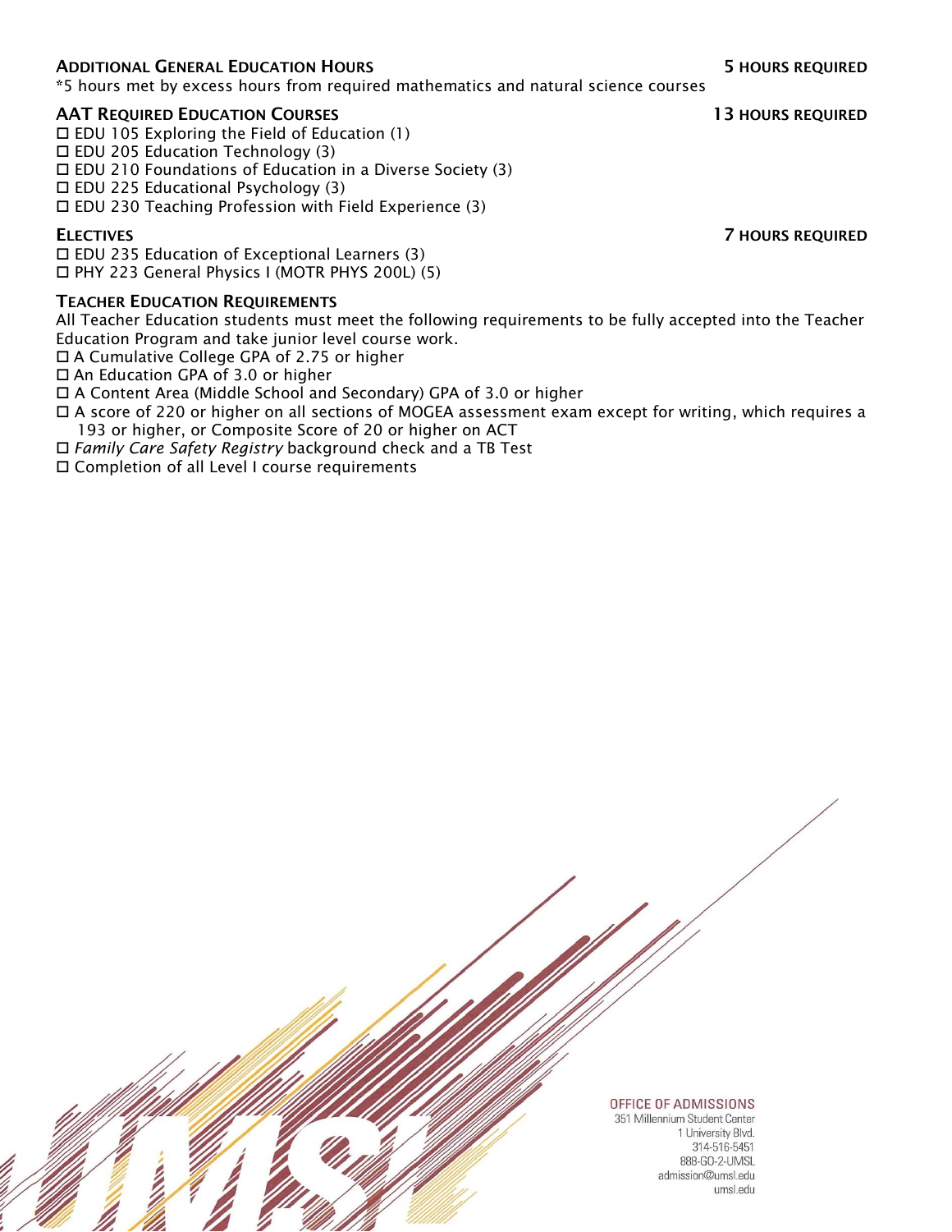### ADDITIONAL GENERAL EDUCATION HOURS — 5 HOURS REQUIRED

*5 hours met by excess hours from required mathematics and natural science courses

### AAT REQUIRED EDUCATION COURSES — 13 HOURS REQUIRED

- ☐ EDU 105 Exploring the Field of Education (1)
- ☐ EDU 205 Education Technology (3)
- ☐ EDU 210 Foundations of Education in a Diverse Society (3)
- ☐ EDU 225 Educational Psychology (3)
- ☐ EDU 230 Teaching Profession with Field Experience (3)

### ELECTIVES — 7 HOURS REQUIRED

- ☐ EDU 235 Education of Exceptional Learners (3)
- ☐ PHY 223 General Physics I (MOTR PHYS 200L) (5)

### TEACHER EDUCATION REQUIREMENTS

All Teacher Education students must meet the following requirements to be fully accepted into the Teacher Education Program and take junior level course work.

- ☐ A Cumulative College GPA of 2.75 or higher
- ☐ An Education GPA of 3.0 or higher
- ☐ A Content Area (Middle School and Secondary) GPA of 3.0 or higher
- ☐ A score of 220 or higher on all sections of MOGEA assessment exam except for writing, which requires a 193 or higher, or Composite Score of 20 or higher on ACT
- ☐ *Family Care Safety Registry* background check and a TB Test
- ☐ Completion of all Level I course requirements

OFFICE OF ADMISSIONS
351 Millennium Student Center
1 University Blvd.
314-516-5451
888-GO-2-UMSL
admission@umsl.edu
umsl.edu